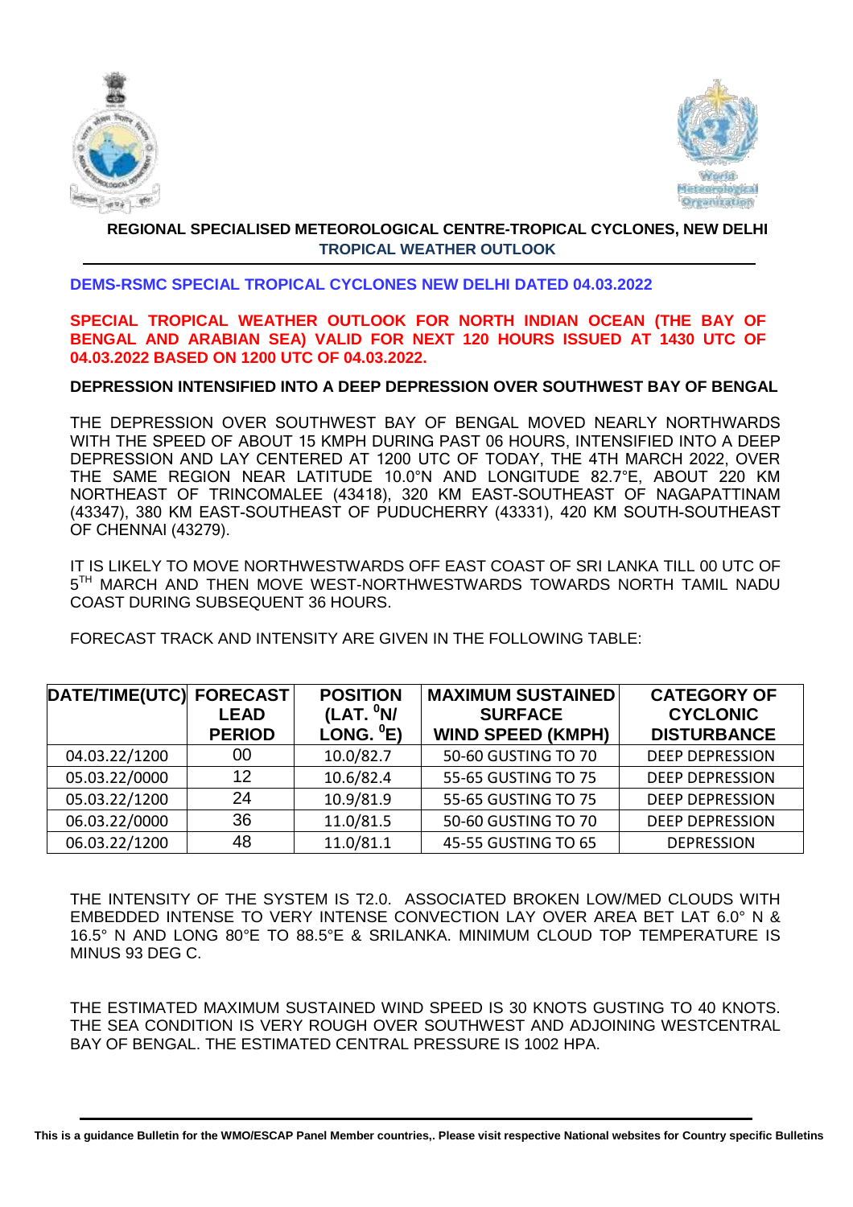**REGIONAL SPECIALISED METEOROLOGICAL CENTRE-TROPICAL CYCLONES, NEW DELHI**
**TROPICAL WEATHER OUTLOOK**

**DEMS-RSMC SPECIAL TROPICAL CYCLONES NEW DELHI DATED 04.03.2022**

**SPECIAL TROPICAL WEATHER OUTLOOK FOR NORTH INDIAN OCEAN (THE BAY OF BENGAL AND ARABIAN SEA) VALID FOR NEXT 120 HOURS ISSUED AT 1430 UTC OF 04.03.2022 BASED ON 1200 UTC OF 04.03.2022.**

**DEPRESSION INTENSIFIED INTO A DEEP DEPRESSION OVER SOUTHWEST BAY OF BENGAL**

THE DEPRESSION OVER SOUTHWEST BAY OF BENGAL MOVED NEARLY NORTHWARDS WITH THE SPEED OF ABOUT 15 KMPH DURING PAST 06 HOURS, INTENSIFIED INTO A DEEP DEPRESSION AND LAY CENTERED AT 1200 UTC OF TODAY, THE 4TH MARCH 2022, OVER THE SAME REGION NEAR LATITUDE 10.0°N AND LONGITUDE 82.7°E, ABOUT 220 KM NORTHEAST OF TRINCOMALEE (43418), 320 KM EAST-SOUTHEAST OF NAGAPATTINAM (43347), 380 KM EAST-SOUTHEAST OF PUDUCHERRY (43331), 420 KM SOUTH-SOUTHEAST OF CHENNAI (43279).

IT IS LIKELY TO MOVE NORTHWESTWARDS OFF EAST COAST OF SRI LANKA TILL 00 UTC OF 5$^{TH}$ MARCH AND THEN MOVE WEST-NORTHWESTWARDS TOWARDS NORTH TAMIL NADU COAST DURING SUBSEQUENT 36 HOURS.

FORECAST TRACK AND INTENSITY ARE GIVEN IN THE FOLLOWING TABLE:

| DATE/TIME(UTC) | FORECAST LEAD PERIOD | POSITION (LAT. $^0$N/ LONG. $^0$E) | MAXIMUM SUSTAINED SURFACE WIND SPEED (KMPH) | CATEGORY OF CYCLONIC DISTURBANCE |
|---|---|---|---|---|
| 04.03.22/1200 | 00 | 10.0/82.7 | 50-60 GUSTING TO 70 | DEEP DEPRESSION |
| 05.03.22/0000 | 12 | 10.6/82.4 | 55-65 GUSTING TO 75 | DEEP DEPRESSION |
| 05.03.22/1200 | 24 | 10.9/81.9 | 55-65 GUSTING TO 75 | DEEP DEPRESSION |
| 06.03.22/0000 | 36 | 11.0/81.5 | 50-60 GUSTING TO 70 | DEEP DEPRESSION |
| 06.03.22/1200 | 48 | 11.0/81.1 | 45-55 GUSTING TO 65 | DEPRESSION |

THE INTENSITY OF THE SYSTEM IS T2.0. ASSOCIATED BROKEN LOW/MED CLOUDS WITH EMBEDDED INTENSE TO VERY INTENSE CONVECTION LAY OVER AREA BET LAT 6.0° N & 16.5° N AND LONG 80°E TO 88.5°E & SRILANKA. MINIMUM CLOUD TOP TEMPERATURE IS MINUS 93 DEG C.

THE ESTIMATED MAXIMUM SUSTAINED WIND SPEED IS 30 KNOTS GUSTING TO 40 KNOTS. THE SEA CONDITION IS VERY ROUGH OVER SOUTHWEST AND ADJOINING WESTCENTRAL BAY OF BENGAL. THE ESTIMATED CENTRAL PRESSURE IS 1002 HPA.

**This is a guidance Bulletin for the WMO/ESCAP Panel Member countries,. Please visit respective National websites for Country specific Bulletins**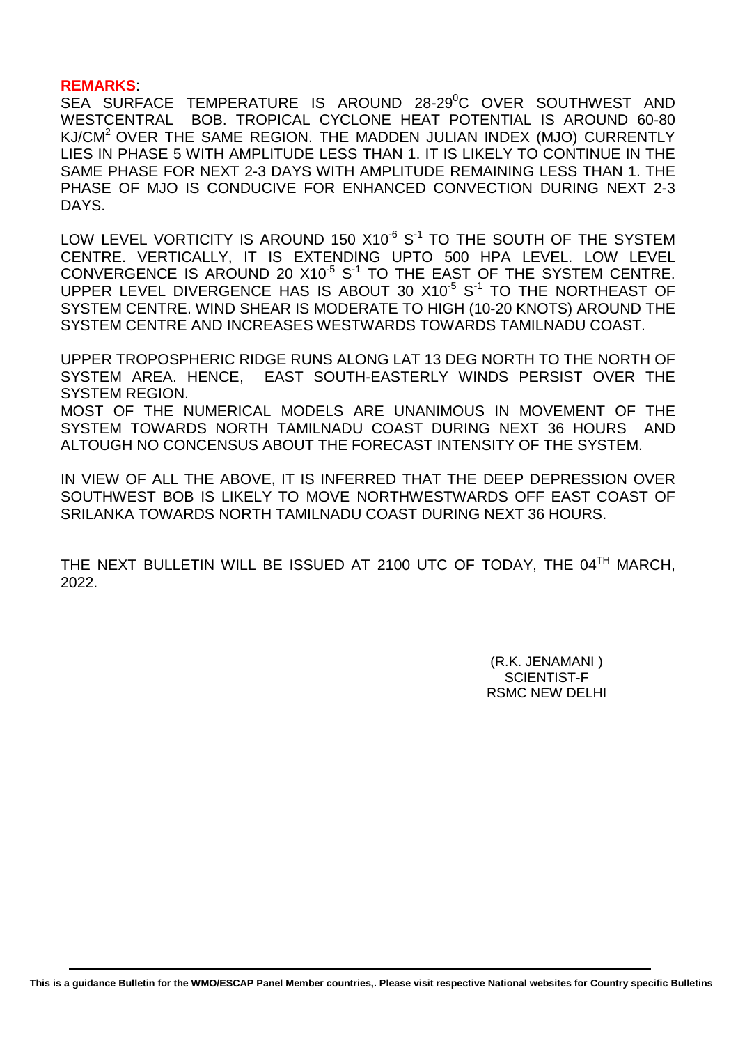**REMARKS**:

SEA SURFACE TEMPERATURE IS AROUND 28-29$^0$C OVER SOUTHWEST AND WESTCENTRAL BOB. TROPICAL CYCLONE HEAT POTENTIAL IS AROUND 60-80 KJ/CM$^2$ OVER THE SAME REGION. THE MADDEN JULIAN INDEX (MJO) CURRENTLY LIES IN PHASE 5 WITH AMPLITUDE LESS THAN 1. IT IS LIKELY TO CONTINUE IN THE SAME PHASE FOR NEXT 2-3 DAYS WITH AMPLITUDE REMAINING LESS THAN 1. THE PHASE OF MJO IS CONDUCIVE FOR ENHANCED CONVECTION DURING NEXT 2-3 DAYS.

LOW LEVEL VORTICITY IS AROUND 150 $X10^{-6}$ $S^{-1}$ TO THE SOUTH OF THE SYSTEM CENTRE. VERTICALLY, IT IS EXTENDING UPTO 500 HPA LEVEL. LOW LEVEL CONVERGENCE IS AROUND 20 $X10^{-5}$ $S^{-1}$ TO THE EAST OF THE SYSTEM CENTRE. UPPER LEVEL DIVERGENCE HAS IS ABOUT 30 $X10^{-5}$ $S^{-1}$ TO THE NORTHEAST OF SYSTEM CENTRE. WIND SHEAR IS MODERATE TO HIGH (10-20 KNOTS) AROUND THE SYSTEM CENTRE AND INCREASES WESTWARDS TOWARDS TAMILNADU COAST.

UPPER TROPOSPHERIC RIDGE RUNS ALONG LAT 13 DEG NORTH TO THE NORTH OF SYSTEM AREA. HENCE, EAST SOUTH-EASTERLY WINDS PERSIST OVER THE SYSTEM REGION.

MOST OF THE NUMERICAL MODELS ARE UNANIMOUS IN MOVEMENT OF THE SYSTEM TOWARDS NORTH TAMILNADU COAST DURING NEXT 36 HOURS AND ALTOUGH NO CONCENSUS ABOUT THE FORECAST INTENSITY OF THE SYSTEM.

IN VIEW OF ALL THE ABOVE, IT IS INFERRED THAT THE DEEP DEPRESSION OVER SOUTHWEST BOB IS LIKELY TO MOVE NORTHWESTWARDS OFF EAST COAST OF SRILANKA TOWARDS NORTH TAMILNADU COAST DURING NEXT 36 HOURS.

THE NEXT BULLETIN WILL BE ISSUED AT 2100 UTC OF TODAY, THE 04$^{TH}$ MARCH, 2022.

(R.K. JENAMANI )
SCIENTIST-F
RSMC NEW DELHI

**This is a guidance Bulletin for the WMO/ESCAP Panel Member countries,. Please visit respective National websites for Country specific Bulletins**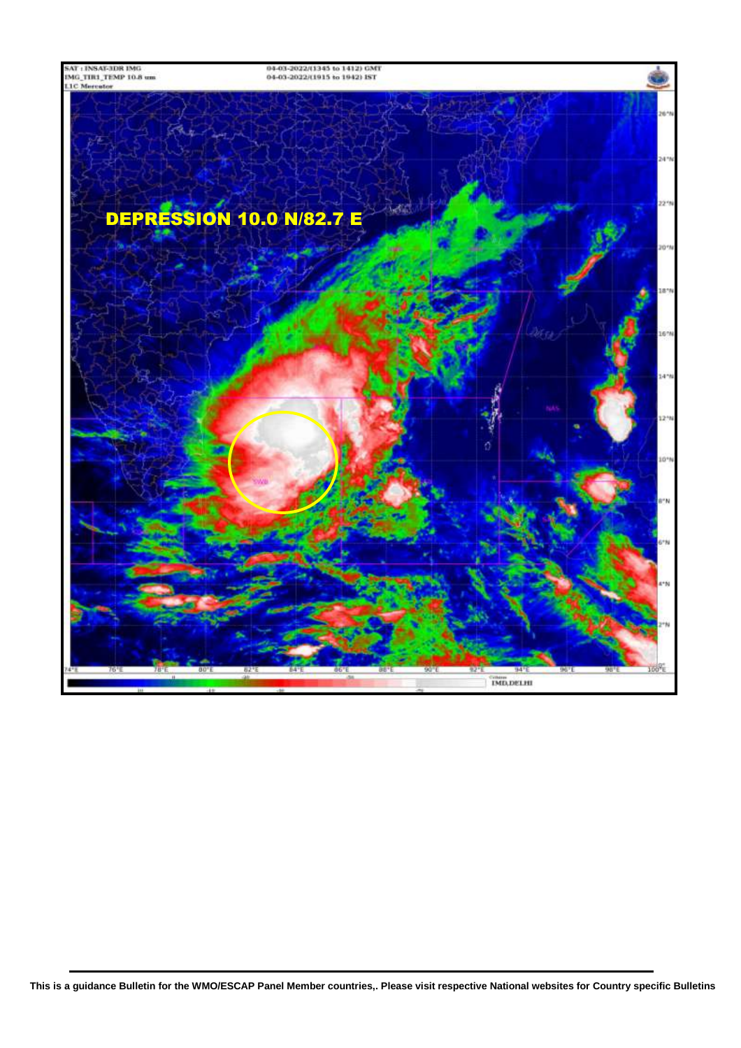SAT : INSAT-3DR IMG
IMG_TIR1_TEMP 10.8 um
L1C Mercator

04-03-2022/(1345 to 1412) GMT
04-03-2022/(1915 to 1942) IST

**DEPRESSION 10.0 N/82.7 E**

IMD,DELHI

This is a guidance Bulletin for the WMO/ESCAP Panel Member countries,. Please visit respective National websites for Country specific Bulletins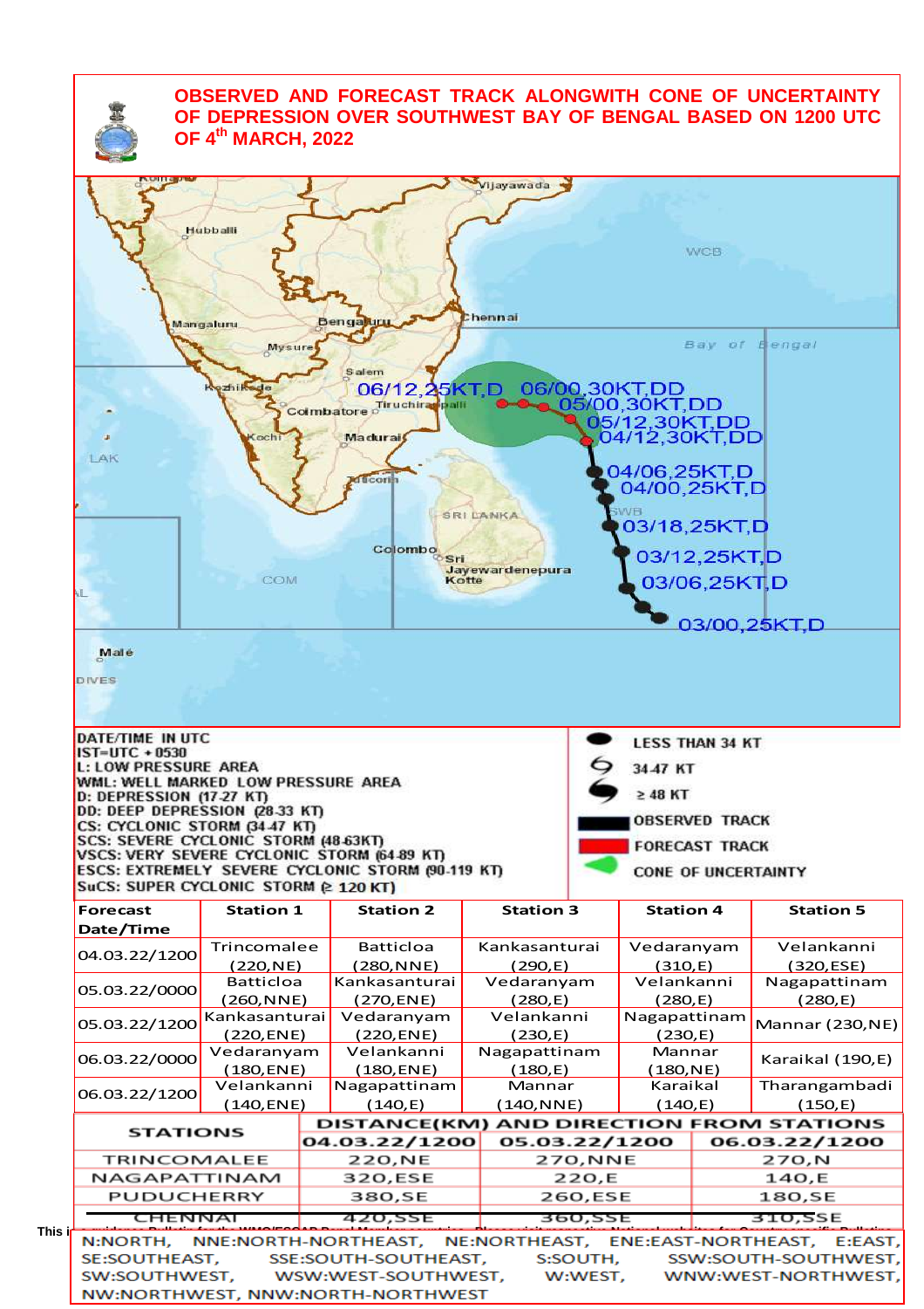# OBSERVED AND FORECAST TRACK ALONGWITH CONE OF UNCERTAINTY OF DEPRESSION OVER SOUTHWEST BAY OF BENGAL BASED ON 1200 UTC OF 4th MARCH, 2022

06/12,25KT,D
06/00,30KT,DD
05/00,30KT,DD
05/12,30KT,DD
04/12,30KT,DD
04/06,25KT,D
04/00,25KT,D
03/18,25KT,D
03/12,25KT,D
03/06,25KT,D
03/00,25KT,D

DATE/TIME IN UTC
IST=UTC + 0530
L: LOW PRESSURE AREA
WML: WELL MARKED LOW PRESSURE AREA
D: DEPRESSION (17-27 KT)
DD: DEEP DEPRESSION (28-33 KT)
CS: CYCLONIC STORM (34-47 KT)
SCS: SEVERE CYCLONIC STORM (48-63KT)
VSCS: VERY SEVERE CYCLONIC STORM (64-89 KT)
ESCS: EXTREMELY SEVERE CYCLONIC STORM (90-119 KT)
SuCS: SUPER CYCLONIC STORM (≥ 120 KT)

LESS THAN 34 KT
34-47 KT
≥ 48 KT
OBSERVED TRACK
FORECAST TRACK
CONE OF UNCERTAINTY

| Forecast Date/Time | Station 1 | Station 2 | Station 3 | Station 4 | Station 5 |
|---|---|---|---|---|---|
| 04.03.22/1200 | Trincomalee (220,NE) | Batticloa (280,NNE) | Kankasanturai (290,E) | Vedaranyam (310,E) | Velankanni (320,ESE) |
| 05.03.22/0000 | Batticloa (260,NNE) | Kankasanturai (270,ENE) | Vedaranyam (280,E) | Velankanni (280,E) | Nagapattinam (280,E) |
| 05.03.22/1200 | Kankasanturai (220,ENE) | Vedaranyam (220,ENE) | Velankanni (230,E) | Nagapattinam (230,E) | Mannar (230,NE) |
| 06.03.22/0000 | Vedaranyam (180,ENE) | Velankanni (180,ENE) | Nagapattinam (180,E) | Mannar (180,NE) | Karaikal (190,E) |
| 06.03.22/1200 | Velankanni (140,ENE) | Nagapattinam (140,E) | Mannar (140,NNE) | Karaikal (140,E) | Tharangambadi (150,E) |

| STATIONS | DISTANCE(KM) AND DIRECTION FROM STATIONS | | |
|---|---|---|---|
| | 04.03.22/1200 | 05.03.22/1200 | 06.03.22/1200 |
| TRINCOMALEE | 220,NE | 270,NNE | 270,N |
| NAGAPATTINAM | 320,ESE | 220,E | 140,E |
| PUDUCHERRY | 380,SE | 260,ESE | 180,SE |
| CHENNAI | 420,SSE | 360,SSE | 310,SSE |

N:NORTH, NNE:NORTH-NORTHEAST, NE:NORTHEAST, ENE:EAST-NORTHEAST, E:EAST, SE:SOUTHEAST, SSE:SOUTH-SOUTHEAST, S:SOUTH, SSW:SOUTH-SOUTHWEST, SW:SOUTHWEST, WSW:WEST-SOUTHWEST, W:WEST, WNW:WEST-NORTHWEST, NW:NORTHWEST, NNW:NORTH-NORTHWEST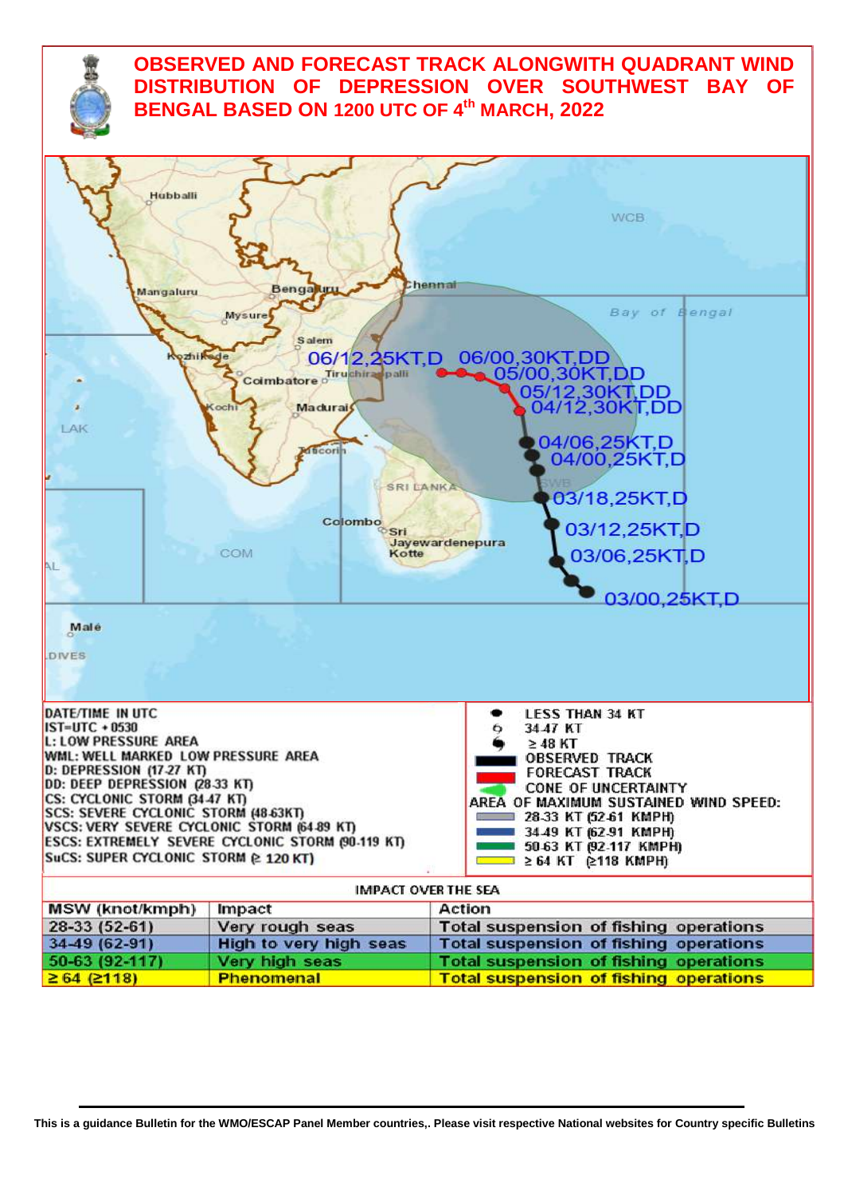# OBSERVED AND FORECAST TRACK ALONGWITH QUADRANT WIND DISTRIBUTION OF DEPRESSION OVER SOUTHWEST BAY OF BENGAL BASED ON 1200 UTC OF 4th MARCH, 2022

Hubballi
WCB
Mangaluru
Bengaluru
Chennai
Mysure
Bay of Bengal
Salem
Kozhikode
06/12,25KT,D
06/00,30KT,DD
Tiruchirappalli
Coimbatore
05/00,30KT,DD
05/12,30KT,DD
Kochi
Madurai
04/12,30KT,DD
LAK
04/06,25KT,D
Tuticorin
04/00,25KT,D
SRI LANKA
SWB
03/18,25KT,D
Colombo
Sri Jayewardenepura Kotte
03/12,25KT,D
COM
AL
03/06,25KT,D
03/00,25KT,D
Malé
LDIVES

DATE/TIME IN UTC
IST=UTC + 0530
L: LOW PRESSURE AREA
WML: WELL MARKED LOW PRESSURE AREA
D: DEPRESSION (17-27 KT)
DD: DEEP DEPRESSION (28-33 KT)
CS: CYCLONIC STORM (34-47 KT)
SCS: SEVERE CYCLONIC STORM (48-63KT)
VSCS: VERY SEVERE CYCLONIC STORM (64-89 KT)
ESCS: EXTREMELY SEVERE CYCLONIC STORM (90-119 KT)
SuCS: SUPER CYCLONIC STORM (≥ 120 KT)

LESS THAN 34 KT
34-47 KT
≥ 48 KT
OBSERVED TRACK
FORECAST TRACK
CONE OF UNCERTAINTY
AREA OF MAXIMUM SUSTAINED WIND SPEED:
28-33 KT (52-61 KMPH)
34-49 KT (62-91 KMPH)
50-63 KT (92-117 KMPH)
≥ 64 KT (≥118 KMPH)

IMPACT OVER THE SEA

| MSW (knot/kmph) | Impact | Action |
|---|---|---|
| 28-33 (52-61) | Very rough seas | Total suspension of fishing operations |
| 34-49 (62-91) | High to very high seas | Total suspension of fishing operations |
| 50-63 (92-117) | Very high seas | Total suspension of fishing operations |
| ≥ 64 (≥118) | Phenomenal | Total suspension of fishing operations |

This is a guidance Bulletin for the WMO/ESCAP Panel Member countries,. Please visit respective National websites for Country specific Bulletins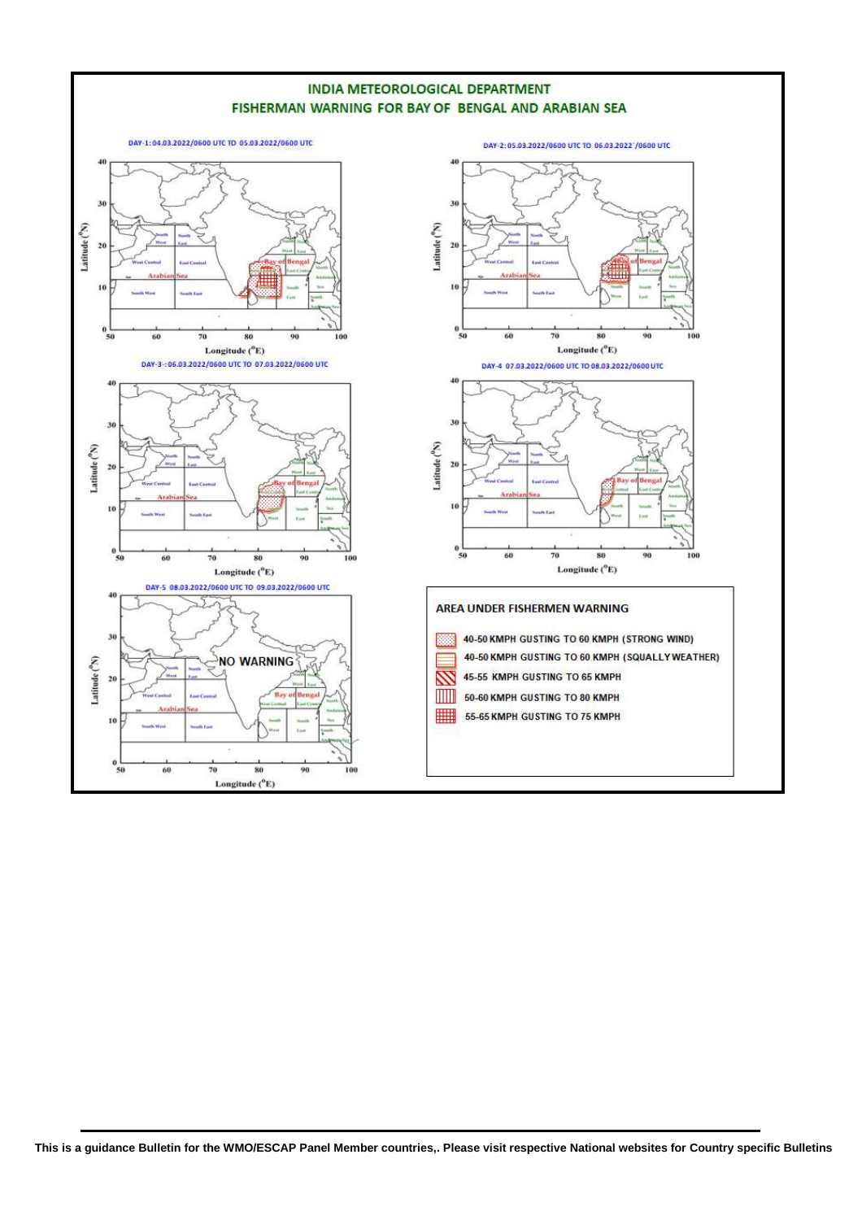# INDIA METEOROLOGICAL DEPARTMENT

## FISHERMAN WARNING FOR BAY OF BENGAL AND ARABIAN SEA

DAY-1: 04.03.2022/0600 UTC TO 05.03.2022/0600 UTC

DAY-2: 05.03.2022/0600 UTC TO 06.03.2022 /0600 UTC

DAY-3-: 06.03.2022/0600 UTC TO 07.03.2022/0600 UTC

DAY-4 07.03.2022/0600 UTC TO 08.03.2022/0600UTC

DAY-5 08.03.2022/0600 UTC TO 09.03.2022/0600 UTC

NO WARNING

Latitude (°N)

Longitude (°E)

AREA UNDER FISHERMEN WARNING

- 40-50 KMPH GUSTING TO 60 KMPH (STRONG WIND)
- 40-50 KMPH GUSTING TO 60 KMPH (SQUALLY WEATHER)
- 45-55 KMPH GUSTING TO 65 KMPH
- 50-60 KMPH GUSTING TO 80 KMPH
- 55-65 KMPH GUSTING TO 75 KMPH

**This is a guidance Bulletin for the WMO/ESCAP Panel Member countries,. Please visit respective National websites for Country specific Bulletins**